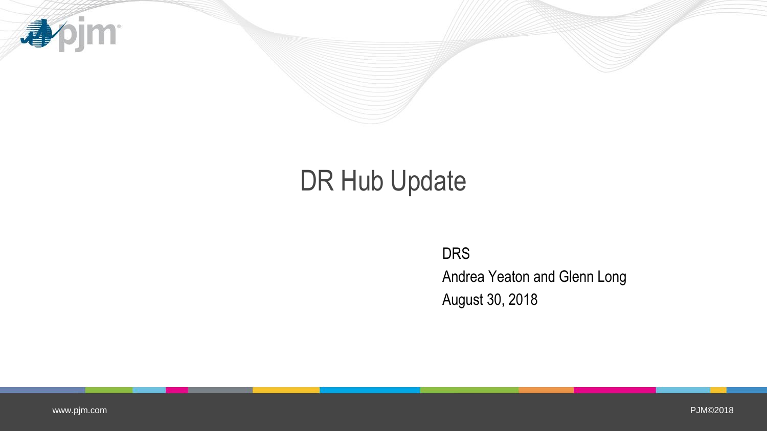# DR Hub Update

DRS

Andrea Yeaton and Glenn Long

August 30, 2018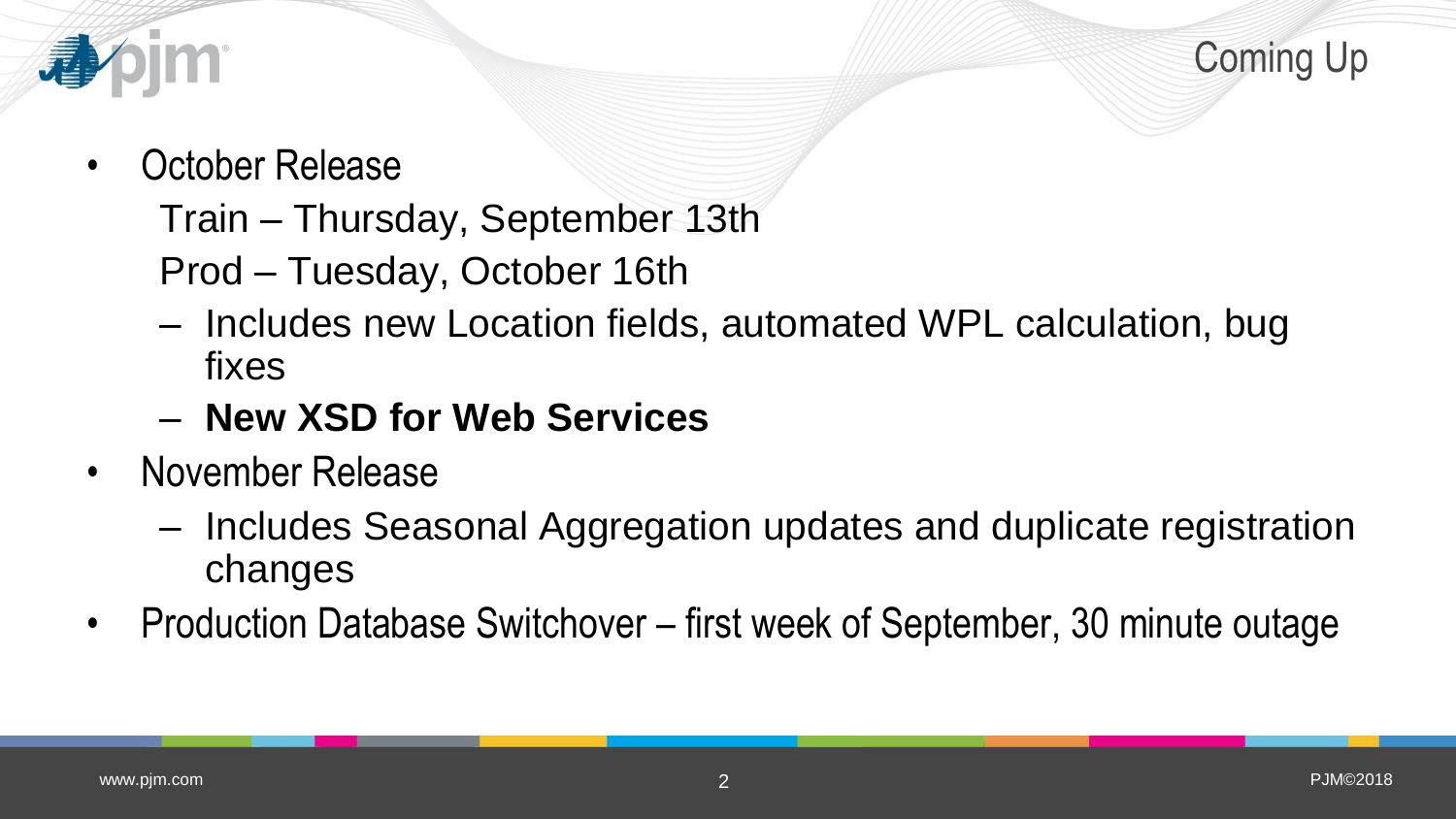# Coming Up

- October Release
  - Train – Thursday, September 13th
  - Prod – Tuesday, October 16th
  - Includes new Location fields, automated WPL calculation, bug fixes
  - **New XSD for Web Services**
- November Release
  - Includes Seasonal Aggregation updates and duplicate registration changes
- Production Database Switchover – first week of September, 30 minute outage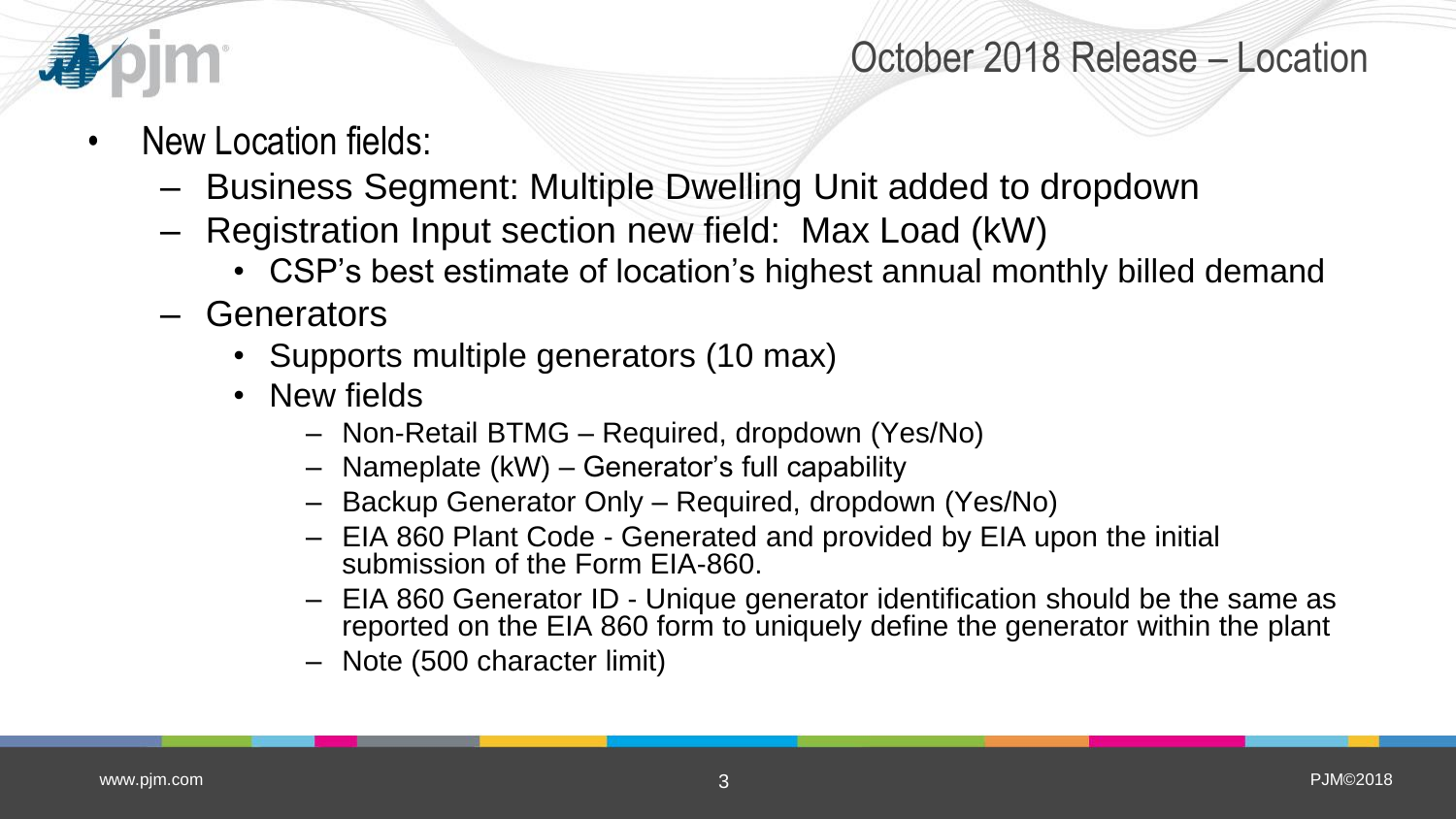# October 2018 Release – Location

- New Location fields:
  - Business Segment: Multiple Dwelling Unit added to dropdown
  - Registration Input section new field: Max Load (kW)
    - CSP's best estimate of location's highest annual monthly billed demand
  - Generators
    - Supports multiple generators (10 max)
    - New fields
      - Non-Retail BTMG – Required, dropdown (Yes/No)
      - Nameplate (kW) – Generator's full capability
      - Backup Generator Only – Required, dropdown (Yes/No)
      - EIA 860 Plant Code - Generated and provided by EIA upon the initial submission of the Form EIA-860.
      - EIA 860 Generator ID - Unique generator identification should be the same as reported on the EIA 860 form to uniquely define the generator within the plant
      - Note (500 character limit)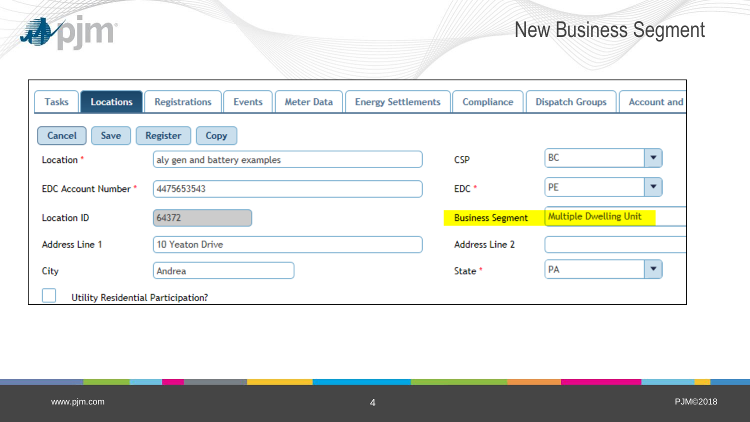# New Business Segment

Tasks | Locations | Registrations | Events | Meter Data | Energy Settlements | Compliance | Dispatch Groups | Account and

Cancel | Save | Register | Copy

| Field | Value | Field | Value |
|---|---|---|---|
| Location * | aly gen and battery examples | CSP | BC |
| EDC Account Number * | 4475653543 | EDC * | PE |
| Location ID | 64372 | Business Segment | Multiple Dwelling Unit |
| Address Line 1 | 10 Yeaton Drive | Address Line 2 | |
| City | Andrea | State * | PA |

☐ Utility Residential Participation?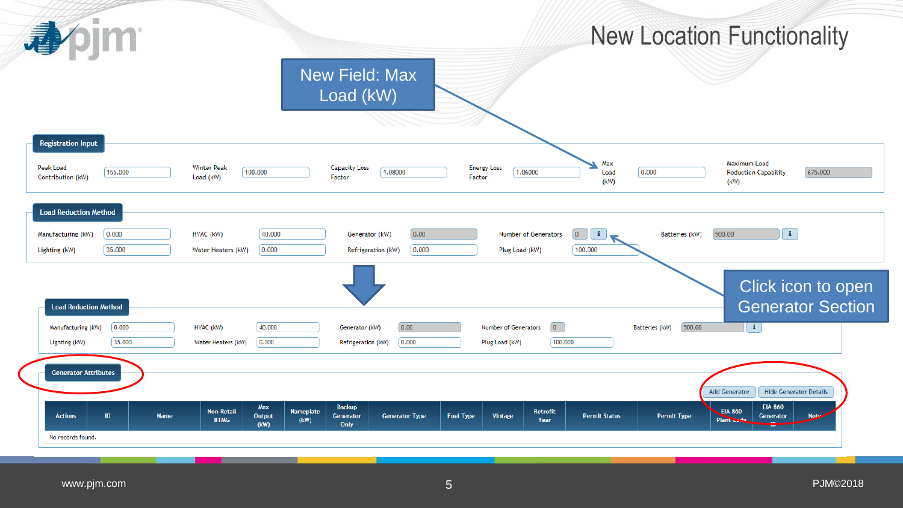# New Location Functionality

New Field: Max Load (kW)

**Registration Input**

| Peak Load Contribution (kW) | 155.000 | Winter Peak Load (kW) | 100.000 | Capacity Loss Factor | 1.08000 | Energy Loss Factor | 1.06000 | Max Load (kW) | 0.000 | Maximum Load Reduction Capability (kW) | 675.000 |
|---|---|---|---|---|---|---|---|---|---|---|---|

**Load Reduction Method**

| Manufacturing (kW) | 0.000 | HVAC (kW) | 40.000 | Generator (kW) | 0.00 | Number of Generators | 0 | Batteries (kW) | 500.00 |
|---|---|---|---|---|---|---|---|---|---|
| Lighting (kW) | 35.000 | Water Heaters (kW) | 0.000 | Refrigeration (kW) | 0.000 | Plug Load (kW) | 100.000 | | |

Click icon to open Generator Section

**Load Reduction Method**

| Manufacturing (kW) | 0.000 | HVAC (kW) | 40.000 | Generator (kW) | 0.00 | Number of Generators | 0 | Batteries (kW) | 500.00 |
|---|---|---|---|---|---|---|---|---|---|
| Lighting (kW) | 35.000 | Water Heaters (kW) | 0.000 | Refrigeration (kW) | 0.000 | Plug Load (kW) | 100.000 | | |

**Generator Attributes**

Add Generator | Hide Generator Details

| Actions | ID | Name | Non-Retail BTMG | Max Output (kW) | Nameplate (kW) | Backup Generator Only | Generator Type | Fuel Type | Vintage | Retrofit Year | Permit Status | Permit Type | EIA 860 Plant Code | EIA 860 Generator ID | Note |
|---|---|---|---|---|---|---|---|---|---|---|---|---|---|---|---|
| No records found. | | | | | | | | | | | | | | | |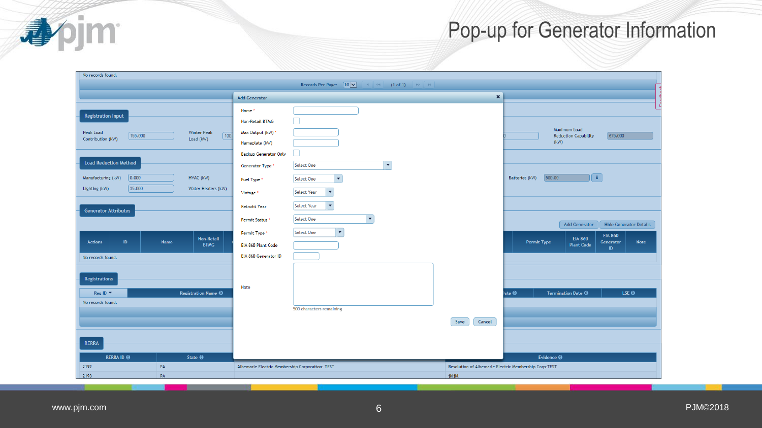# Pop-up for Generator Information

No records found.

Records Per Page: 10 (1 of 1)

**Add Generator**

| Field | Value |
|---|---|
| Name * | |
| Non-Retail BTMG | ☐ |
| Max Output (kW) * | |
| Nameplate (kW) | |
| Backup Generator Only | ☐ |
| Generator Type * | Select One |
| Fuel Type * | Select One |
| Vintage * | Select Year |
| Retrofit Year | Select Year |
| Permit Status * | Select One |
| Permit Type * | Select One |
| EIA 860 Plant Code | |
| EIA 860 Generator ID | |
| Note | |

500 characters remaining

Save Cancel

**Registration Input**

Peak Load Contribution (kW): 155.000

Winter Peak Load (kW): 100.

Maximum Load Reduction Capability (kW): 675.000

**Load Reduction Method**

Manufacturing (kW): 0.000

HVAC (kW)

Batteries (kW): 500.00

Lighting (kW): 35.000

Water Heaters (kW)

**Generator Attributes**

Add Generator | Hide Generator Details

| Actions | ID | Name | Non-Retail BTMG | Permit Type | EIA 860 Plant Code | EIA 860 Generator ID | Note |
|---|---|---|---|---|---|---|---|
| No records found. | | | | | | | |

**Registrations**

| Reg ID | Registration Name | ...ate | Termination Date | LSE |
|---|---|---|---|---|
| No records found. | | | | |

**RERRA**

| RERRA ID | State | | Evidence |
|---|---|---|---|
| 2192 | PA | Albemarle Electric Membership Corporation- TEST | Resolution of Albemarle Electric Membership Corp-TEST |
| 2193 | PA | | jkljkl |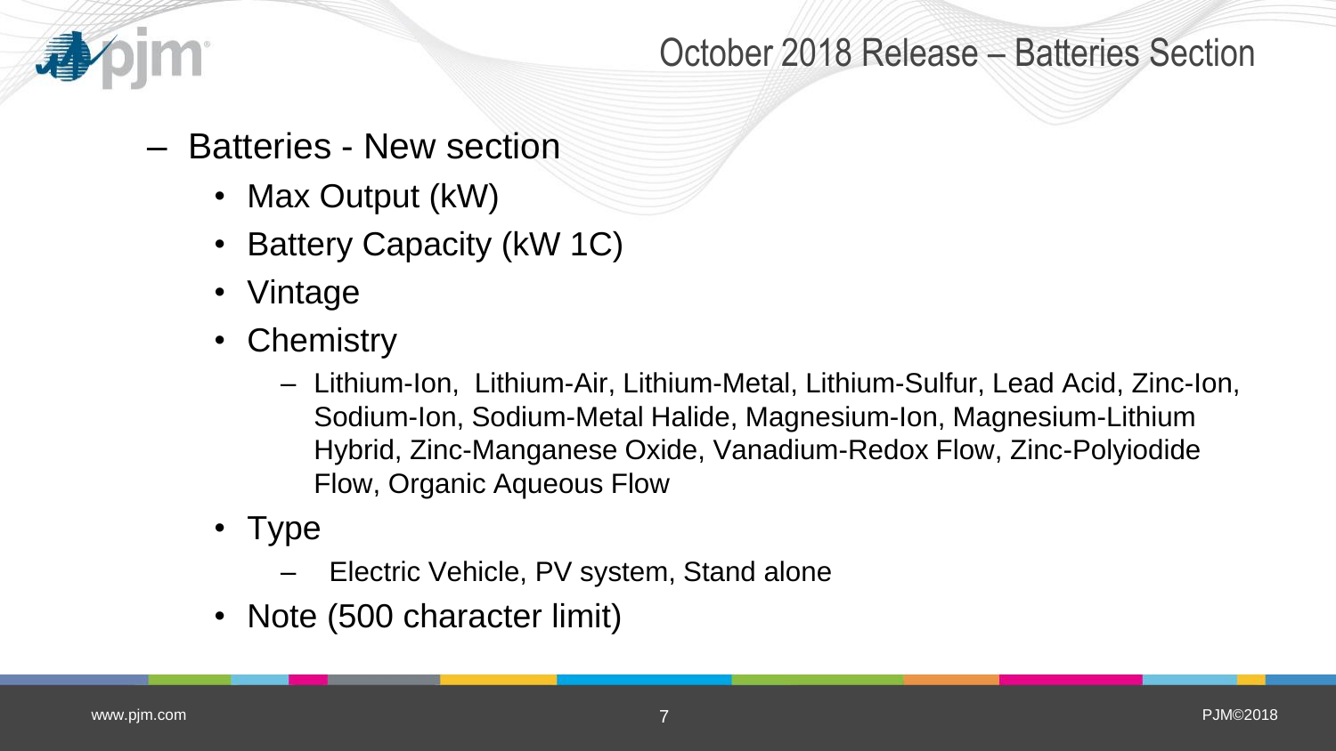# October 2018 Release – Batteries Section

- Batteries - New section
  - Max Output (kW)
  - Battery Capacity (kW 1C)
  - Vintage
  - Chemistry
    - Lithium-Ion, Lithium-Air, Lithium-Metal, Lithium-Sulfur, Lead Acid, Zinc-Ion, Sodium-Ion, Sodium-Metal Halide, Magnesium-Ion, Magnesium-Lithium Hybrid, Zinc-Manganese Oxide, Vanadium-Redox Flow, Zinc-Polyiodide Flow, Organic Aqueous Flow
  - Type
    - Electric Vehicle, PV system, Stand alone
  - Note (500 character limit)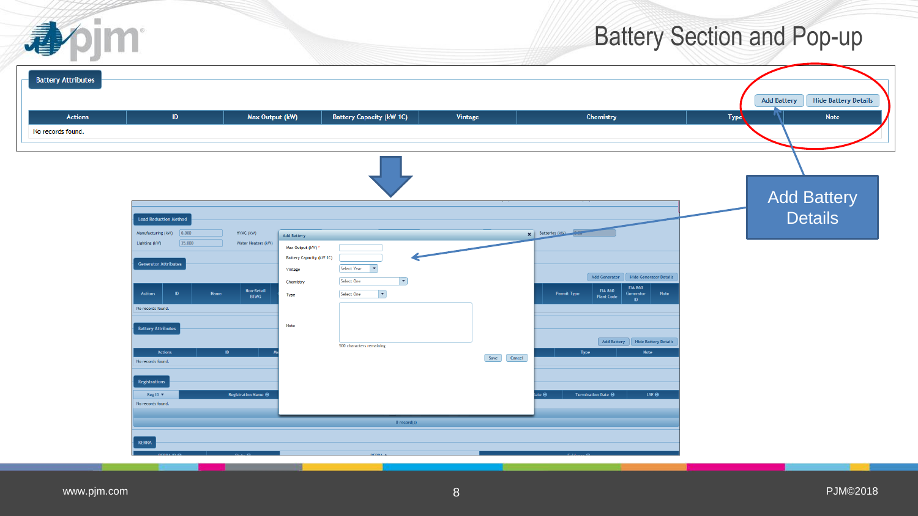# Battery Section and Pop-up

**Battery Attributes**

Add Battery | Hide Battery Details

| Actions | ID | Max Output (kW) | Battery Capacity (kW 1C) | Vintage | Chemistry | Type | Note |
|---|---|---|---|---|---|---|---|
| No records found. | | | | | | | |

Add Battery Details

**Add Battery**

- Max Output (kW) *
- Battery Capacity (kW 1C)
- Vintage: Select Year
- Chemistry: Select One
- Type: Select One
- Note: 500 characters remaining

Save | Cancel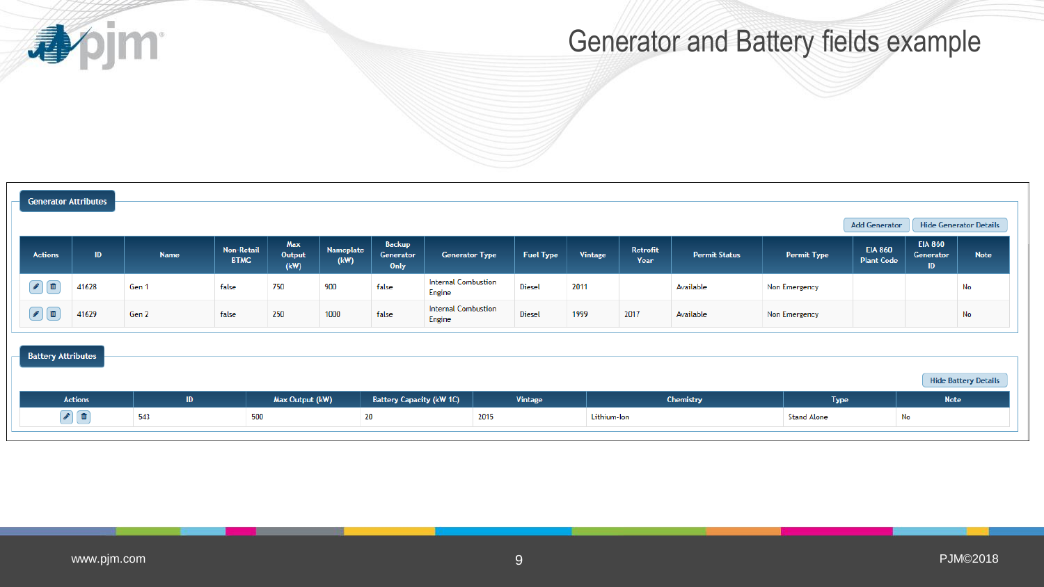# Generator and Battery fields example

## Generator Attributes

Add Generator | Hide Generator Details

| Actions | ID | Name | Non-Retail BTMG | Max Output (kW) | Nameplate (kW) | Backup Generator Only | Generator Type | Fuel Type | Vintage | Retrofit Year | Permit Status | Permit Type | EIA 860 Plant Code | EIA 860 Generator ID | Note |
|---|---|---|---|---|---|---|---|---|---|---|---|---|---|---|---|
| | 41628 | Gen 1 | false | 750 | 900 | false | Internal Combustion Engine | Diesel | 2011 | | Available | Non Emergency | | | No |
| | 41629 | Gen 2 | false | 250 | 1000 | false | Internal Combustion Engine | Diesel | 1999 | 2017 | Available | Non Emergency | | | No |

## Battery Attributes

Hide Battery Details

| Actions | ID | Max Output (kW) | Battery Capacity (kW 1C) | Vintage | Chemistry | Type | Note |
|---|---|---|---|---|---|---|---|
| | 543 | 500 | 20 | 2015 | Lithium-Ion | Stand Alone | No |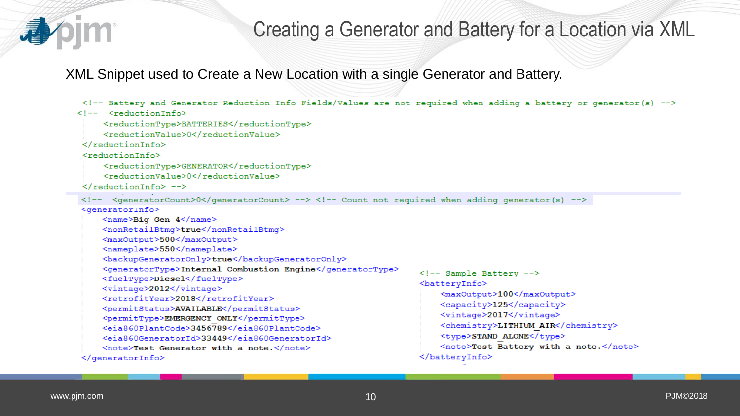# Creating a Generator and Battery for a Location via XML

XML Snippet used to Create a New Location with a single Generator and Battery.

```
<!-- Battery and Generator Reduction Info Fields/Values are not required when adding a battery or generator(s) -->
<!--  <reductionInfo>
      <reductionType>BATTERIES</reductionType>
      <reductionValue>0</reductionValue>
  </reductionInfo>
  <reductionInfo>
      <reductionType>GENERATOR</reductionType>
      <reductionValue>0</reductionValue>
  </reductionInfo> -->
<!--  <generatorCount>0</generatorCount> --> <!-- Count not required when adding generator(s) -->
<generatorInfo>
    <name>Big Gen 4</name>
    <nonRetailBtmg>true</nonRetailBtmg>
    <maxOutput>500</maxOutput>
    <nameplate>550</nameplate>
    <backupGeneratorOnly>true</backupGeneratorOnly>
    <generatorType>Internal Combustion Engine</generatorType>
    <fuelType>Diesel</fuelType>
    <vintage>2012</vintage>
    <retrofitYear>2018</retrofitYear>
    <permitStatus>AVAILABLE</permitStatus>
    <permitType>EMERGENCY_ONLY</permitType>
    <eia860PlantCode>3456789</eia860PlantCode>
    <eia860GeneratorId>33449</eia860GeneratorId>
    <note>Test Generator with a note.</note>
</generatorInfo>
```

```
<!-- Sample Battery -->
<batteryInfo>
    <maxOutput>100</maxOutput>
    <capacity>125</capacity>
    <vintage>2017</vintage>
    <chemistry>LITHIUM_AIR</chemistry>
    <type>STAND_ALONE</type>
    <note>Test Battery with a note.</note>
</batteryInfo>
```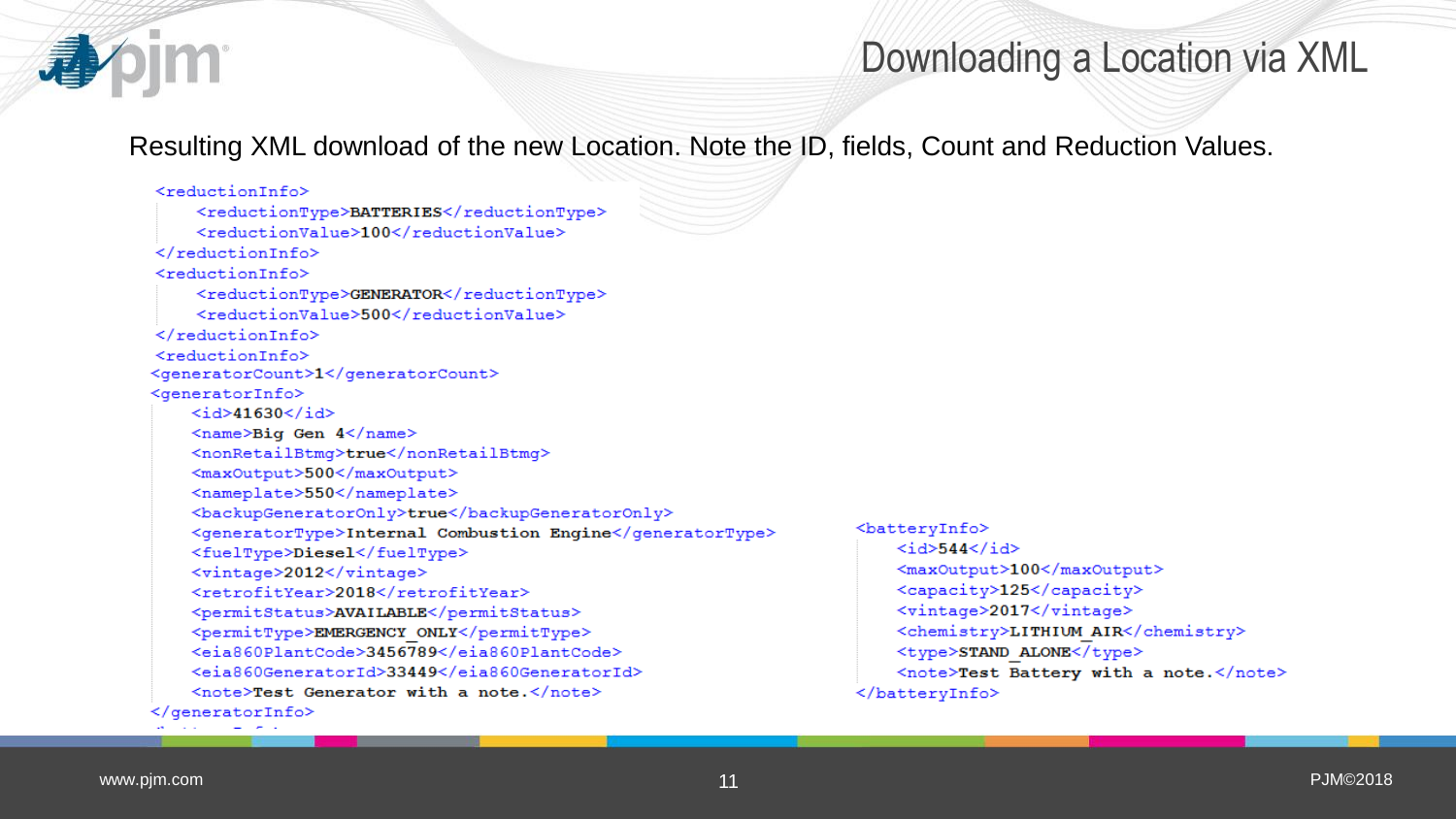# Downloading a Location via XML

Resulting XML download of the new Location. Note the ID, fields, Count and Reduction Values.

```xml
<reductionInfo>
    <reductionType>BATTERIES</reductionType>
    <reductionValue>100</reductionValue>
</reductionInfo>
<reductionInfo>
    <reductionType>GENERATOR</reductionType>
    <reductionValue>500</reductionValue>
</reductionInfo>
<reductionInfo>
<generatorCount>1</generatorCount>
<generatorInfo>
    <id>41630</id>
    <name>Big Gen 4</name>
    <nonRetailBtmg>true</nonRetailBtmg>
    <maxOutput>500</maxOutput>
    <nameplate>550</nameplate>
    <backupGeneratorOnly>true</backupGeneratorOnly>
    <generatorType>Internal Combustion Engine</generatorType>
    <fuelType>Diesel</fuelType>
    <vintage>2012</vintage>
    <retrofitYear>2018</retrofitYear>
    <permitStatus>AVAILABLE</permitStatus>
    <permitType>EMERGENCY_ONLY</permitType>
    <eia860PlantCode>3456789</eia860PlantCode>
    <eia860GeneratorId>33449</eia860GeneratorId>
    <note>Test Generator with a note.</note>
</generatorInfo>
```

```xml
<batteryInfo>
    <id>544</id>
    <maxOutput>100</maxOutput>
    <capacity>125</capacity>
    <vintage>2017</vintage>
    <chemistry>LITHIUM_AIR</chemistry>
    <type>STAND_ALONE</type>
    <note>Test Battery with a note.</note>
</batteryInfo>
```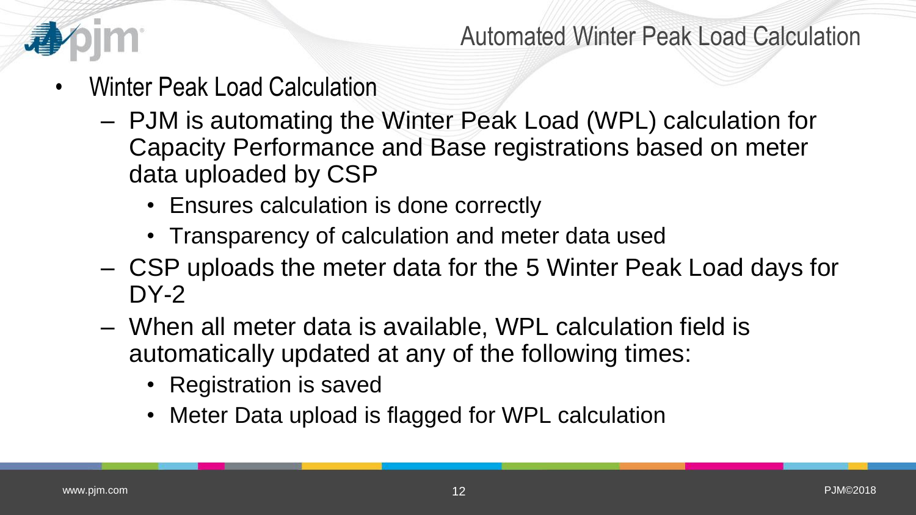# Automated Winter Peak Load Calculation

- Winter Peak Load Calculation
  - PJM is automating the Winter Peak Load (WPL) calculation for Capacity Performance and Base registrations based on meter data uploaded by CSP
    - Ensures calculation is done correctly
    - Transparency of calculation and meter data used
  - CSP uploads the meter data for the 5 Winter Peak Load days for DY-2
  - When all meter data is available, WPL calculation field is automatically updated at any of the following times:
    - Registration is saved
    - Meter Data upload is flagged for WPL calculation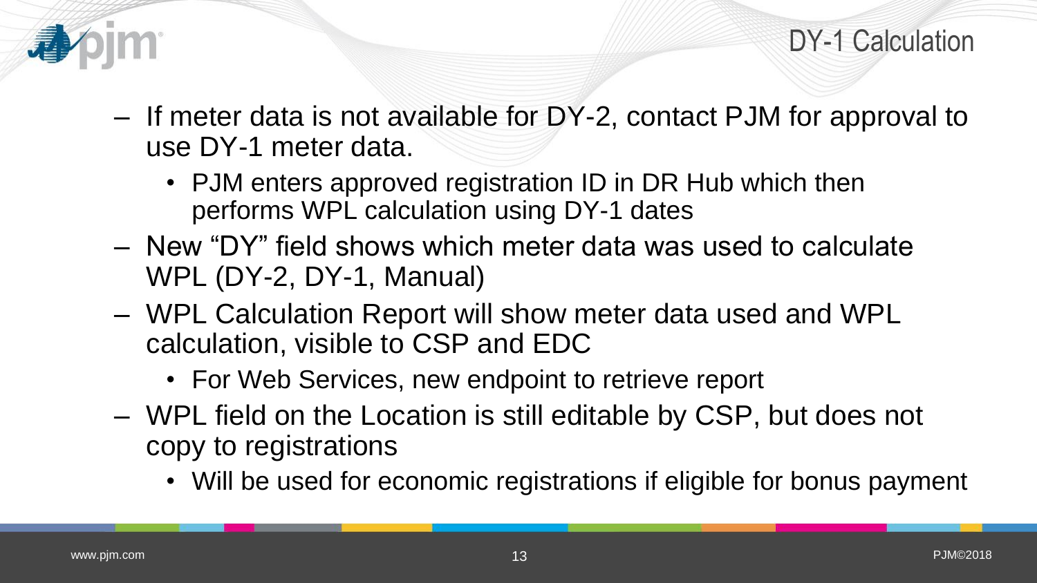# DY-1 Calculation

- If meter data is not available for DY-2, contact PJM for approval to use DY-1 meter data.
  - PJM enters approved registration ID in DR Hub which then performs WPL calculation using DY-1 dates
- New “DY” field shows which meter data was used to calculate WPL (DY-2, DY-1, Manual)
- WPL Calculation Report will show meter data used and WPL calculation, visible to CSP and EDC
  - For Web Services, new endpoint to retrieve report
- WPL field on the Location is still editable by CSP, but does not copy to registrations
  - Will be used for economic registrations if eligible for bonus payment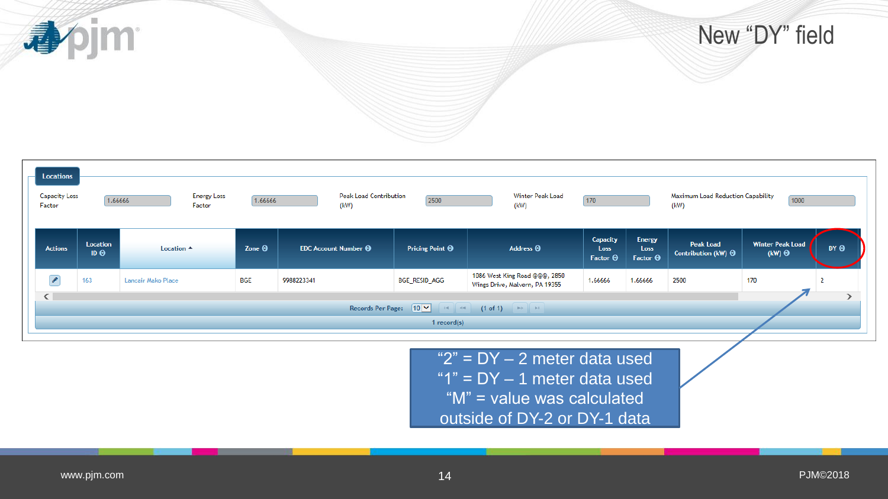# New "DY" field

**Locations**

| Capacity Loss Factor | 1.66666 | Energy Loss Factor | 1.66666 | Peak Load Contribution (kW) | 2500 | Winter Peak Load (kW) | 170 | Maximum Load Reduction Capability (kW) | 1000 |
|---|---|---|---|---|---|---|---|---|---|

| Actions | Location ID | Location ▲ | Zone | EDC Account Number | Pricing Point | Address | Capacity Loss Factor | Energy Loss Factor | Peak Load Contribution (kW) | Winter Peak Load (kW) | DY |
|---|---|---|---|---|---|---|---|---|---|---|---|
| | 163 | Lancair Mako Place | BGE | 9988223341 | BGE_RESID_AGG | 1086 West King Road @@@, 2850 Wings Drive, Malvern, PA 19355 | 1.66666 | 1.66666 | 2500 | 170 | 2 |

Records Per Page: 10 (1 of 1)

1 record(s)

"2" = DY – 2 meter data used
"1" = DY – 1 meter data used
"M" = value was calculated outside of DY-2 or DY-1 data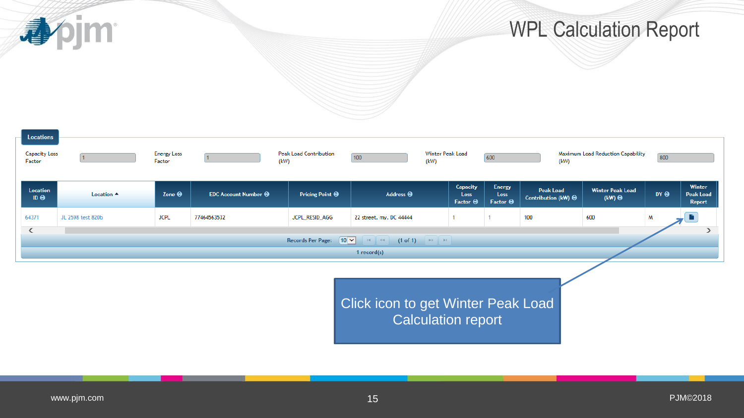# WPL Calculation Report

**Locations**

Capacity Loss Factor: 1

Energy Loss Factor: 1

Peak Load Contribution (kW): 100

Winter Peak Load (kW): 600

Maximum Load Reduction Capability (kW): 800

| Location ID | Location | Zone | EDC Account Number | Pricing Point | Address | Capacity Loss Factor | Energy Loss Factor | Peak Load Contribution (kW) | Winter Peak Load (kW) | DY | Winter Peak Load Report |
|---|---|---|---|---|---|---|---|---|---|---|---|
| 64371 | JL 2598 test 820b | JCPL | 77464563532 | JCPL_RESID_AGG | 22 street, my, DC 44444 | 1 | 1 | 100 | 600 | M | |

Records Per Page: 10 (1 of 1)

1 record(s)

Click icon to get Winter Peak Load Calculation report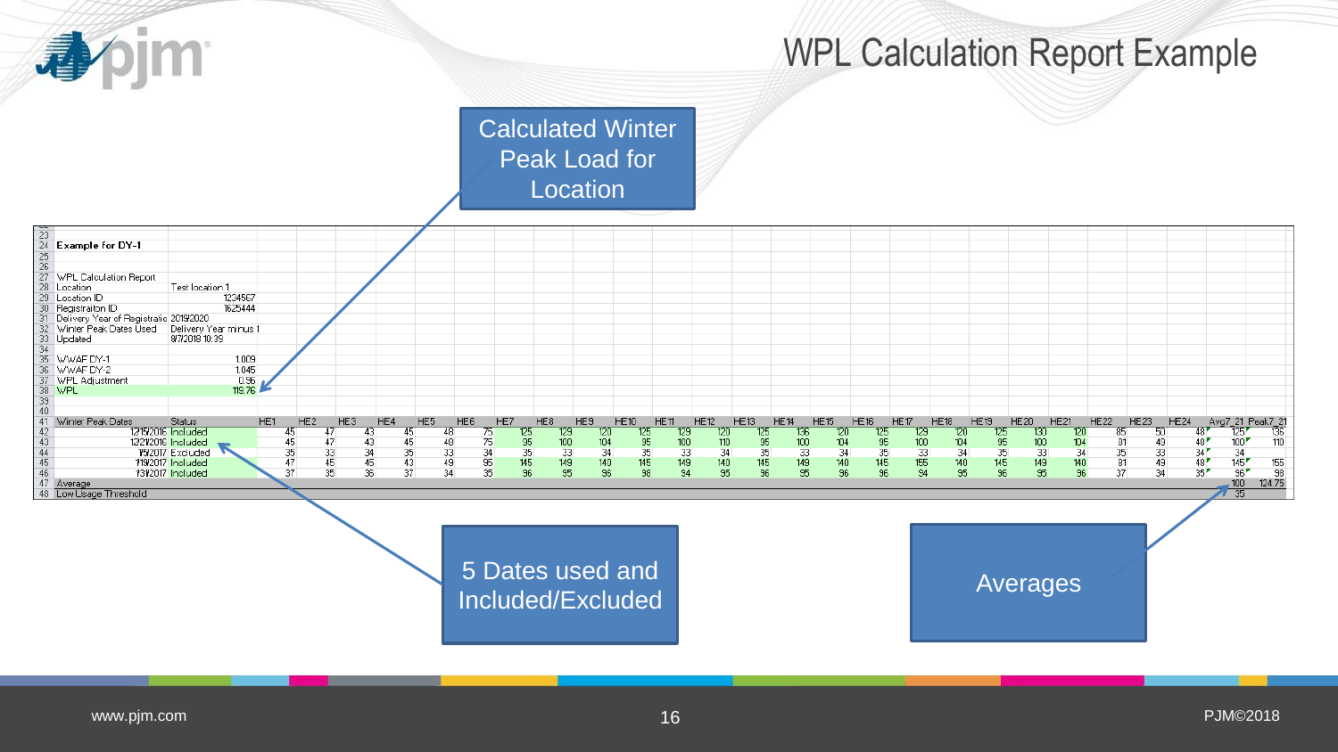# WPL Calculation Report Example

Calculated Winter Peak Load for Location

**Example for DY-1**

| WPL Calculation Report | |
|---|---|
| Location | Test location 1 |
| Location ID | 1234567 |
| Registraiton ID | 1625444 |
| Delivery Year of Registratio | 2019/2020 |
| Winter Peak Dates Used | Delivery Year minus 1 |
| Updated | 8/7/2018 10:39 |

| | |
|---|---|
| WWAF DY-1 | 1.009 |
| WWAF DY-2 | 1.045 |
| WPL Adjustment | 0.95 |
| WPL | 119.76 |

| Winter Peak Dates | Status | HE1 | HE2 | HE3 | HE4 | HE5 | HE6 | HE7 | HE8 | HE9 | HE10 | HE11 | HE12 | HE13 | HE14 | HE15 | HE16 | HE17 | HE18 | HE19 | HE20 | HE21 | HE22 | HE23 | HE24 | Avg7_21 | Peak7_21 |
|---|---|---|---|---|---|---|---|---|---|---|---|---|---|---|---|---|---|---|---|---|---|---|---|---|---|---|---|
| 12/15/2016 | Included | 45 | 47 | 43 | 45 | 48 | 75 | 125 | 129 | 120 | 125 | 129 | 120 | 125 | 136 | 120 | 125 | 129 | 120 | 125 | 130 | 120 | 85 | 50 | 48 | 125 | 136 |
| 12/21/2016 | Included | 45 | 47 | 43 | 45 | 48 | 75 | 95 | 100 | 104 | 95 | 100 | 110 | 95 | 100 | 104 | 95 | 100 | 104 | 95 | 100 | 104 | 81 | 49 | 48 | 100 | 110 |
| 1/9/2017 | Excluded | 35 | 33 | 34 | 35 | 33 | 34 | 35 | 33 | 34 | 35 | 33 | 34 | 35 | 33 | 34 | 35 | 33 | 34 | 35 | 33 | 34 | 35 | 33 | 34 | 34 | |
| 1/19/2017 | Included | 47 | 45 | 45 | 43 | 49 | 95 | 145 | 149 | 140 | 145 | 149 | 140 | 145 | 149 | 140 | 145 | 155 | 140 | 145 | 149 | 140 | 81 | 49 | 48 | 145 | 155 |
| 1/31/2017 | Included | 37 | 35 | 36 | 37 | 34 | 35 | 96 | 95 | 96 | 98 | 94 | 95 | 96 | 95 | 96 | 96 | 94 | 95 | 96 | 95 | 96 | 37 | 34 | 35 | 96 | 98 |
| Average | | | | | | | | | | | | | | | | | | | | | | | | | | 100 | 124.75 |
| Low Usage Threshold | | | | | | | | | | | | | | | | | | | | | | | | | | 35 | |

5 Dates used and Included/Excluded

Averages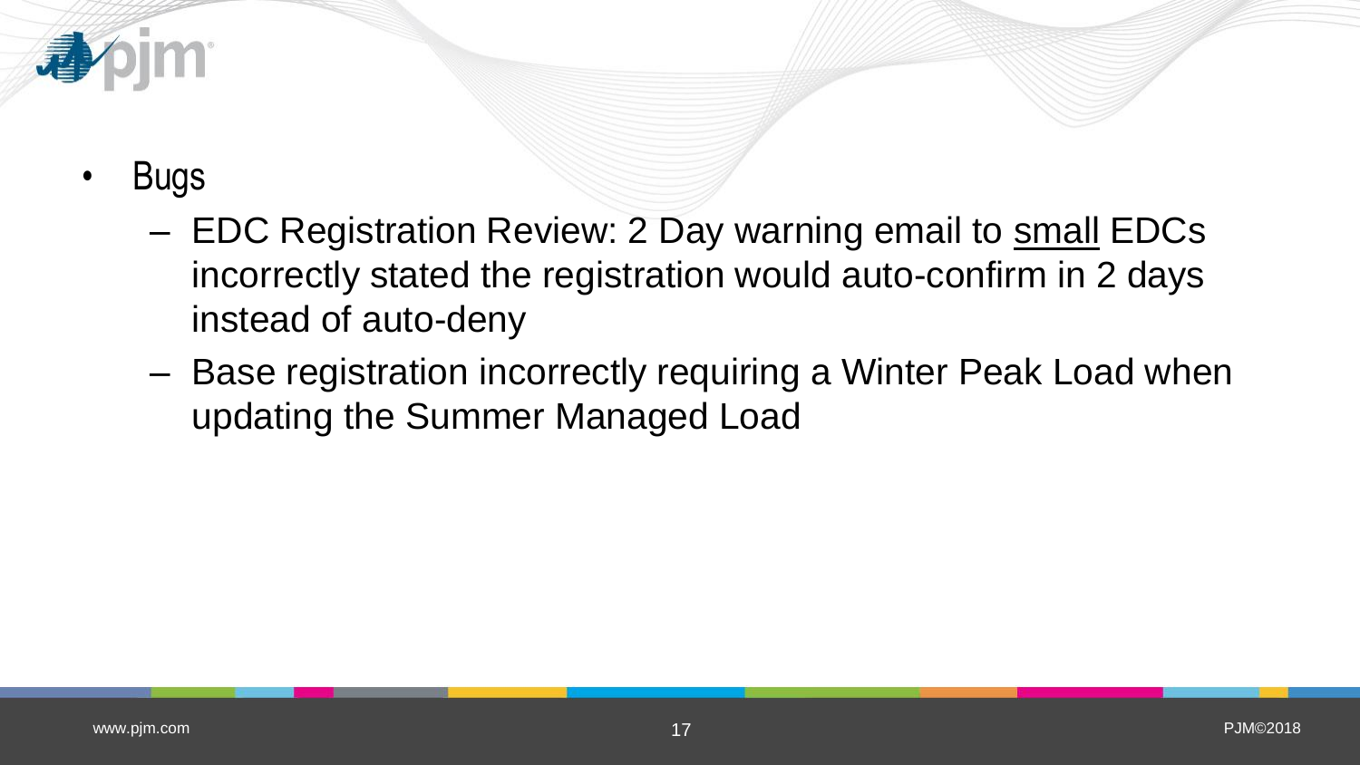- Bugs
  - EDC Registration Review: 2 Day warning email to <u>small</u> EDCs incorrectly stated the registration would auto-confirm in 2 days instead of auto-deny
  - Base registration incorrectly requiring a Winter Peak Load when updating the Summer Managed Load